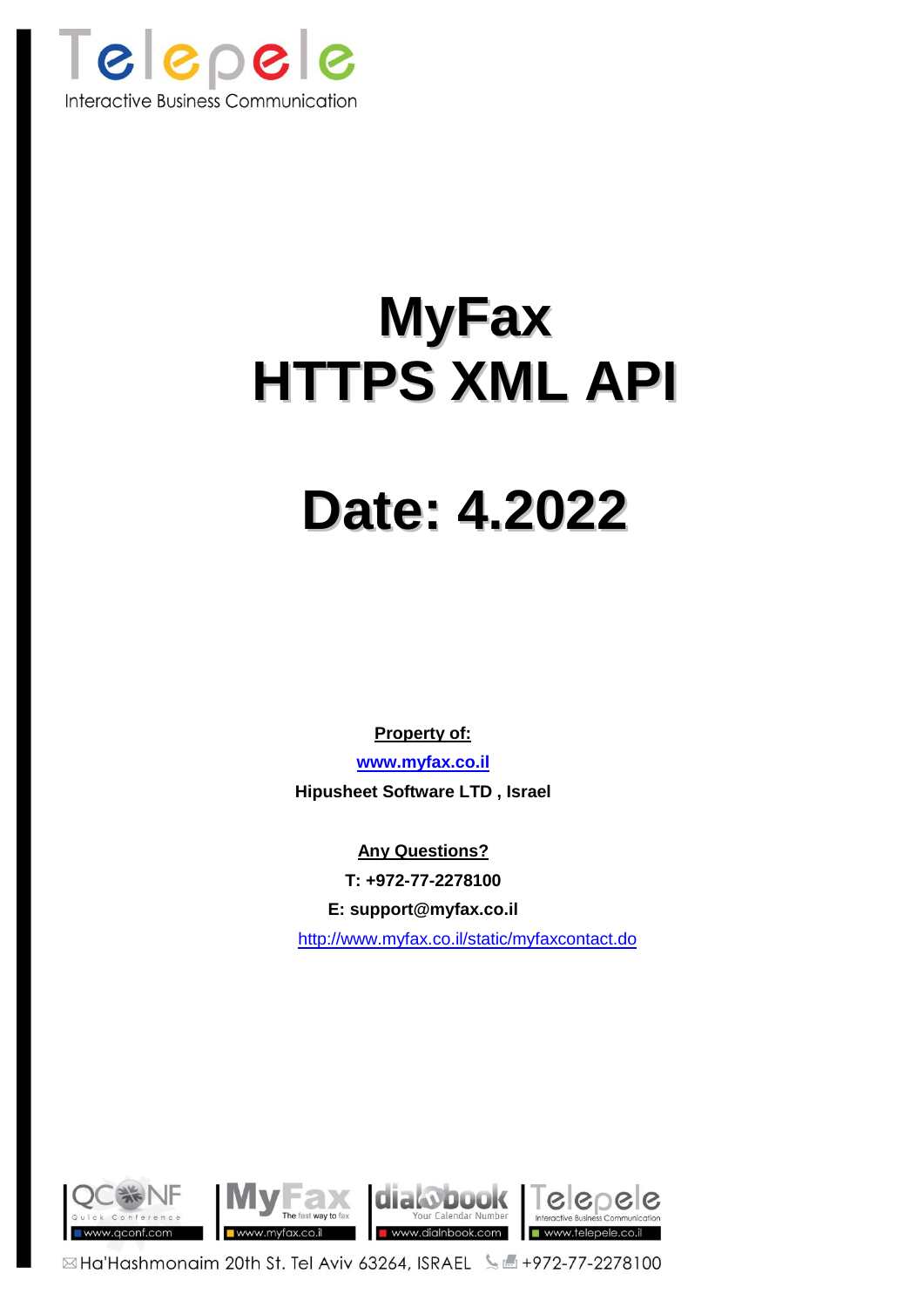# MyFax HTTPS XML API

# Date: 4.2022

**Property of:**

**[www.myfax.co.il](http://www.myfax.co.il)**

**Hipusheet Software LTD , Israel**

**Any Questions?**

**T: +972-77-2278100**

**E: support@myfax.co.il**

[http://www.myfax.co.il/static/myfaxcontact.do](http://www.myfax.co.il/static/myfaxcontact.do)

Ha'Hashmonaim 20th St. Tel Aviv 63264, ISRAEL +972-77-2278100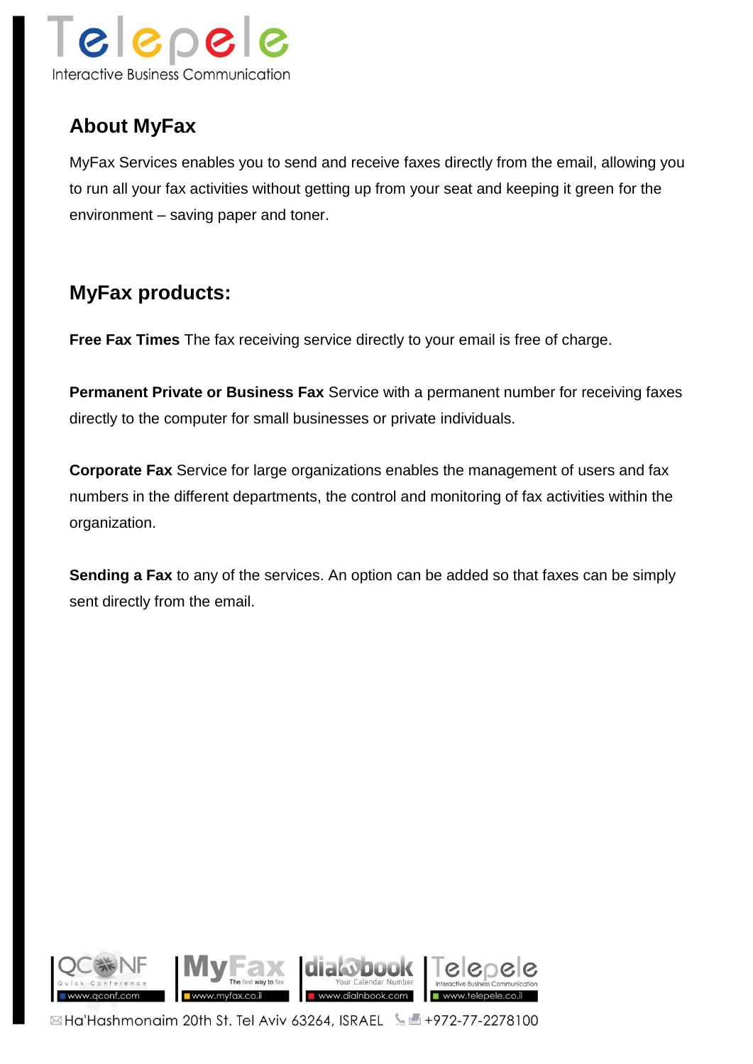## About MyFax

MyFax Services enables you to send and receive faxes directly from the email, allowing you to run all your fax activities without getting up from your seat and keeping it green for the environment – saving paper and toner.

## MyFax products:

**Free Fax Times** The fax receiving service directly to your email is free of charge.

**Permanent Private or Business Fax** Service with a permanent number for receiving faxes directly to the computer for small businesses or private individuals.

**Corporate Fax** Service for large organizations enables the management of users and fax numbers in the different departments, the control and monitoring of fax activities within the organization.

**Sending a Fax** to any of the services. An option can be added so that faxes can be simply sent directly from the email.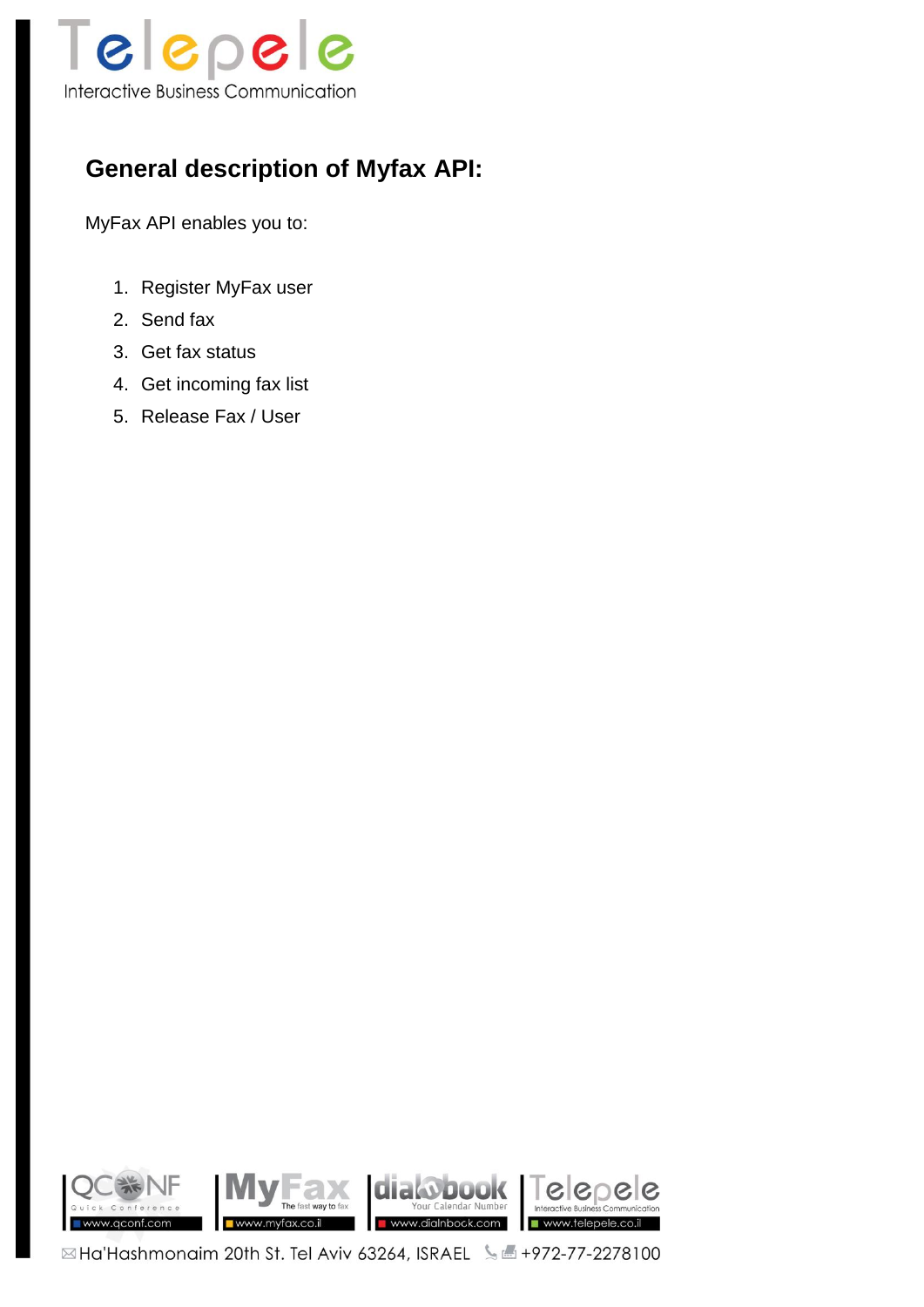## General description of Myfax API:

MyFax API enables you to:

1. Register MyFax user
2. Send fax
3. Get fax status
4. Get incoming fax list
5. Release Fax / User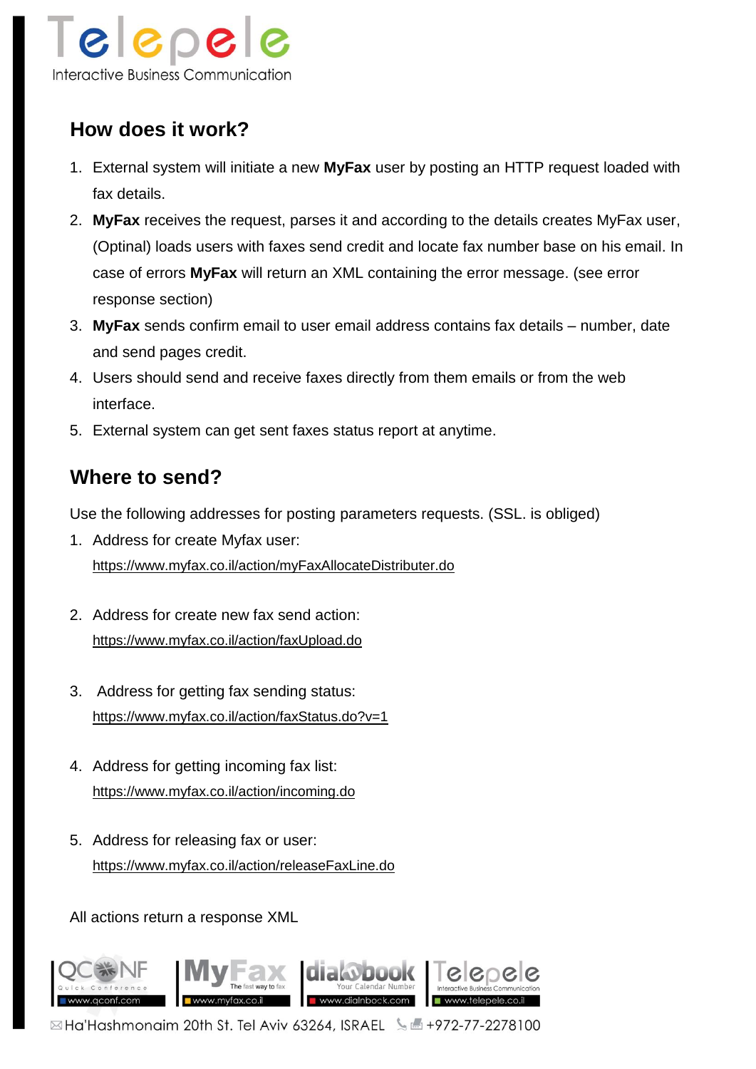## How does it work?

1. External system will initiate a new **MyFax** user by posting an HTTP request loaded with fax details.
2. **MyFax** receives the request, parses it and according to the details creates MyFax user, (Optinal) loads users with faxes send credit and locate fax number base on his email. In case of errors **MyFax** will return an XML containing the error message. (see error response section)
3. **MyFax** sends confirm email to user email address contains fax details – number, date and send pages credit.
4. Users should send and receive faxes directly from them emails or from the web interface.
5. External system can get sent faxes status report at anytime.

## Where to send?

Use the following addresses for posting parameters requests. (SSL. is obliged)

1. Address for create Myfax user:
   https://www.myfax.co.il/action/myFaxAllocateDistributer.do

2. Address for create new fax send action:
   https://www.myfax.co.il/action/faxUpload.do

3. Address for getting fax sending status:
   https://www.myfax.co.il/action/faxStatus.do?v=1

4. Address for getting incoming fax list:
   https://www.myfax.co.il/action/incoming.do

5. Address for releasing fax or user:
   https://www.myfax.co.il/action/releaseFaxLine.do

All actions return a response XML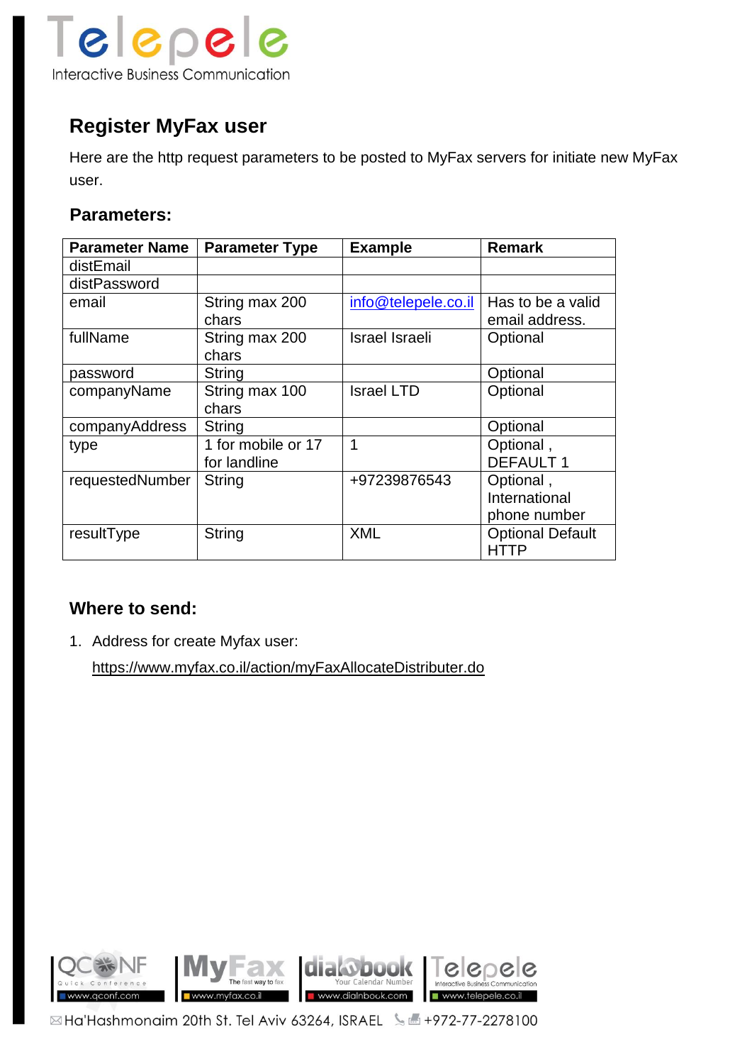## Register MyFax user

Here are the http request parameters to be posted to MyFax servers for initiate new MyFax user.

### Parameters:

| Parameter Name | Parameter Type | Example | Remark |
|---|---|---|---|
| distEmail | | | |
| distPassword | | | |
| email | String max 200 chars | info@telepele.co.il | Has to be a valid email address. |
| fullName | String max 200 chars | Israel Israeli | Optional |
| password | String | | Optional |
| companyName | String max 100 chars | Israel LTD | Optional |
| companyAddress | String | | Optional |
| type | 1 for mobile or 17 for landline | 1 | Optional , DEFAULT 1 |
| requestedNumber | String | +97239876543 | Optional , International phone number |
| resultType | String | XML | Optional Default HTTP |

### Where to send:

1. Address for create Myfax user:

   https://www.myfax.co.il/action/myFaxAllocateDistributer.do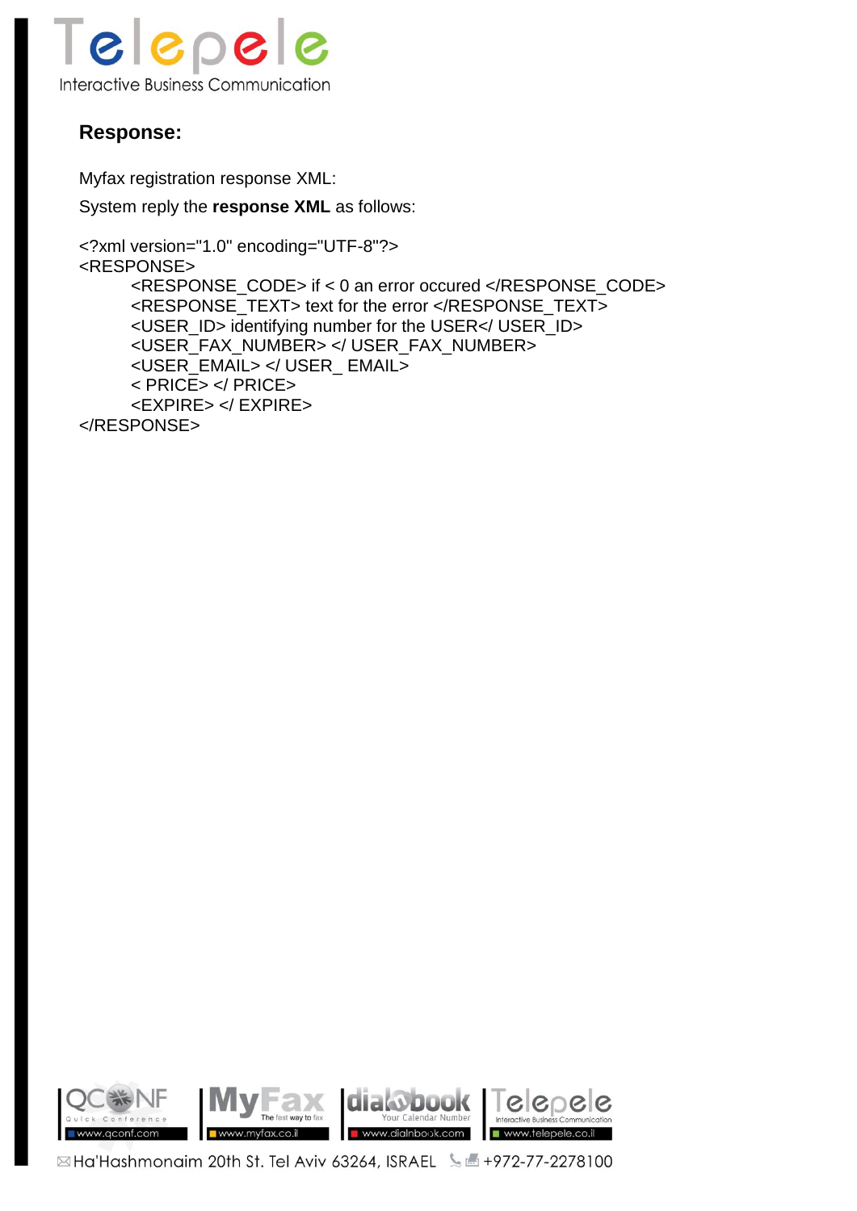## Response:

Myfax registration response XML:

System reply the **response XML** as follows:

```
<?xml version="1.0" encoding="UTF-8"?>
<RESPONSE>
        <RESPONSE_CODE> if < 0 an error occured </RESPONSE_CODE>
        <RESPONSE_TEXT> text for the error </RESPONSE_TEXT>
        <USER_ID> identifying number for the USER</ USER_ID>
        <USER_FAX_NUMBER> </ USER_FAX_NUMBER>
        <USER_EMAIL> </ USER_ EMAIL>
        < PRICE> </ PRICE>
        <EXPIRE> </ EXPIRE>
</RESPONSE>
```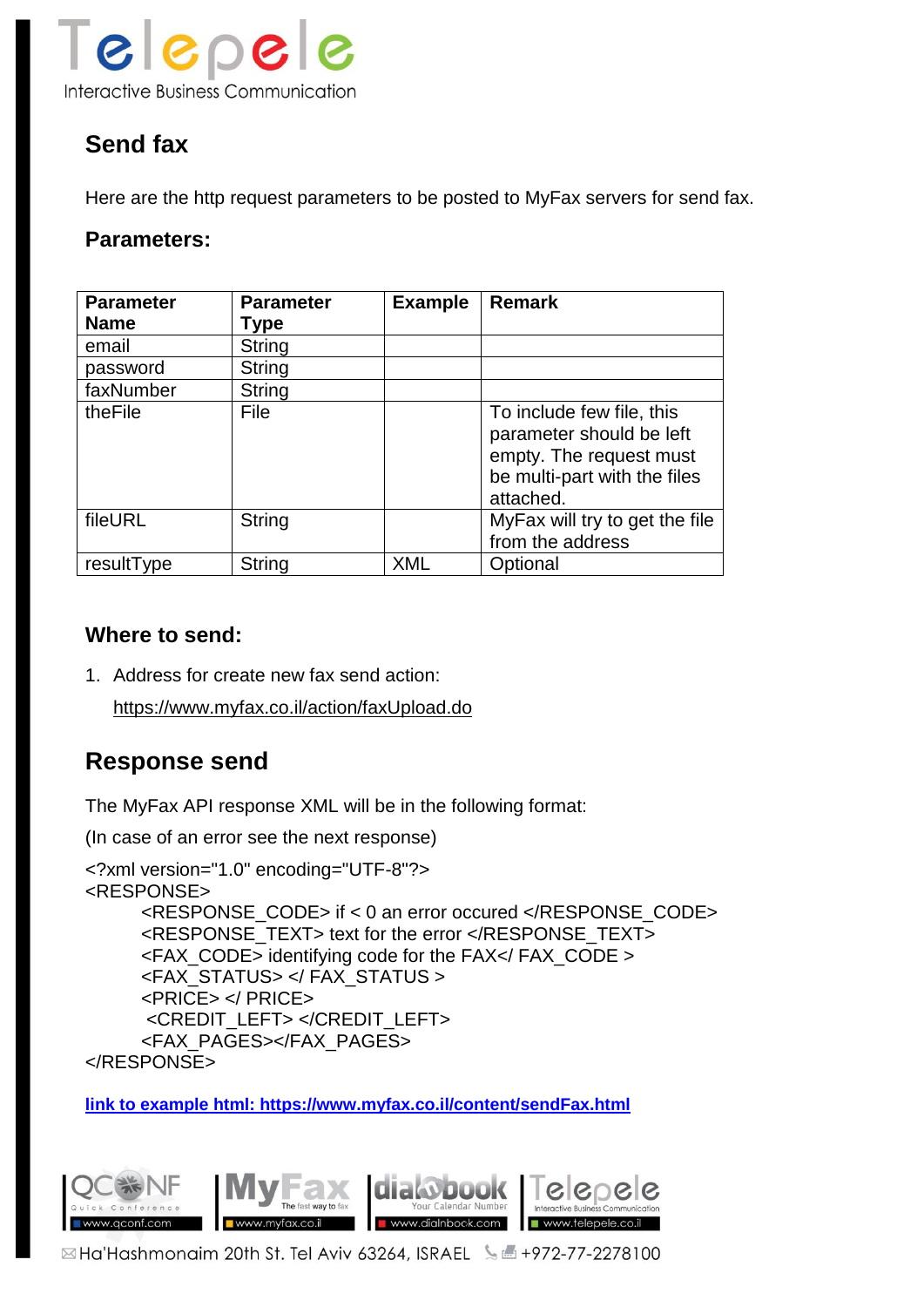## Send fax

Here are the http request parameters to be posted to MyFax servers for send fax.

### Parameters:

| Parameter Name | Parameter Type | Example | Remark |
|---|---|---|---|
| email | String | | |
| password | String | | |
| faxNumber | String | | |
| theFile | File | | To include few file, this parameter should be left empty. The request must be multi-part with the files attached. |
| fileURL | String | | MyFax will try to get the file from the address |
| resultType | String | XML | Optional |

### Where to send:

1. Address for create new fax send action:

   https://www.myfax.co.il/action/faxUpload.do

## Response send

The MyFax API response XML will be in the following format:

(In case of an error see the next response)

```
<?xml version="1.0" encoding="UTF-8"?>
<RESPONSE>
        <RESPONSE_CODE> if < 0 an error occured </RESPONSE_CODE>
        <RESPONSE_TEXT> text for the error </RESPONSE_TEXT>
        <FAX_CODE> identifying code for the FAX</ FAX_CODE >
        <FAX_STATUS> </ FAX_STATUS >
        <PRICE> </ PRICE>
         <CREDIT_LEFT> </CREDIT_LEFT>
        <FAX_PAGES></FAX_PAGES>
</RESPONSE>
```

**link to example html: https://www.myfax.co.il/content/sendFax.html**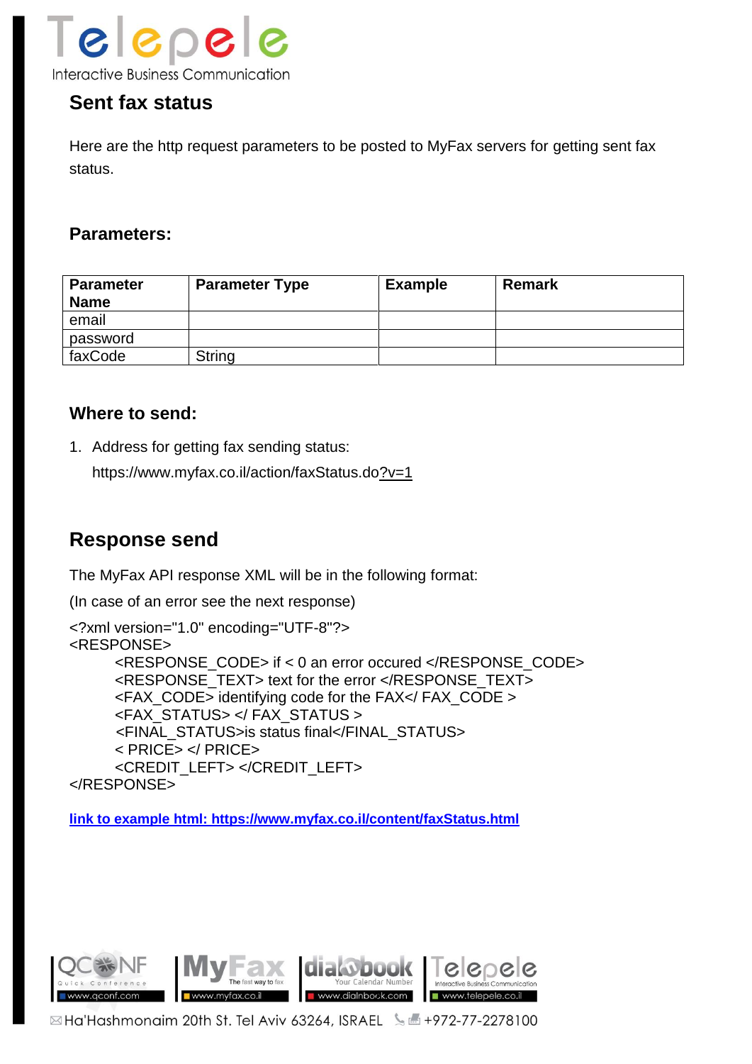## Sent fax status

Here are the http request parameters to be posted to MyFax servers for getting sent fax status.

### Parameters:

| Parameter Name | Parameter Type | Example | Remark |
|---|---|---|---|
| email | | | |
| password | | | |
| faxCode | String | | |

### Where to send:

1. Address for getting fax sending status:
   https://www.myfax.co.il/action/faxStatus.do?v=1

## Response send

The MyFax API response XML will be in the following format:

(In case of an error see the next response)

```
<?xml version="1.0" encoding="UTF-8"?>
<RESPONSE>
        <RESPONSE_CODE> if < 0 an error occured </RESPONSE_CODE>
        <RESPONSE_TEXT> text for the error </RESPONSE_TEXT>
        <FAX_CODE> identifying code for the FAX</ FAX_CODE >
        <FAX_STATUS> </ FAX_STATUS >
        <FINAL_STATUS>is status final</FINAL_STATUS>
        < PRICE> </ PRICE>
        <CREDIT_LEFT> </CREDIT_LEFT>
</RESPONSE>
```

**link to example html: https://www.myfax.co.il/content/faxStatus.html**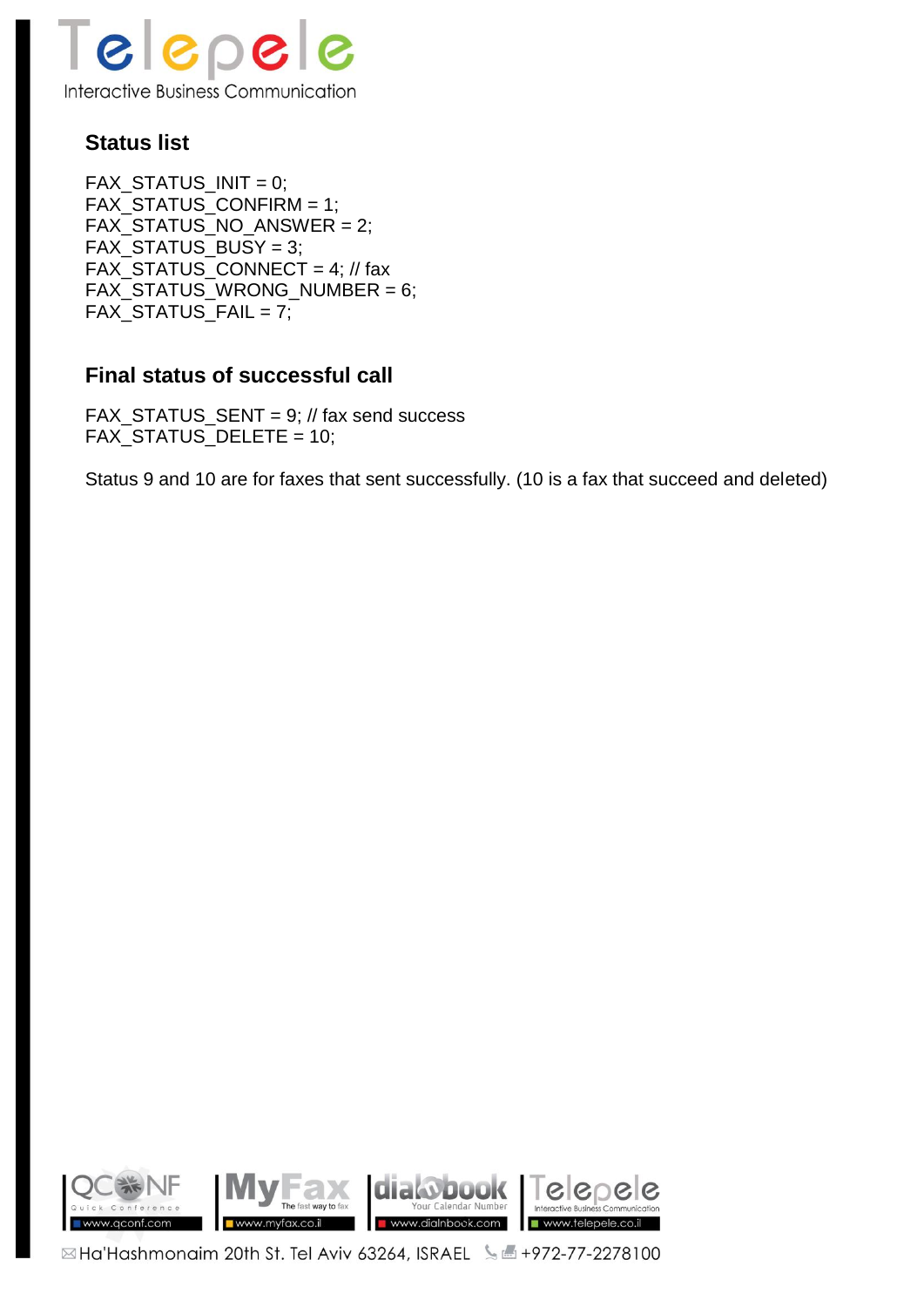## Status list

```
FAX_STATUS_INIT = 0;
FAX_STATUS_CONFIRM = 1;
FAX_STATUS_NO_ANSWER = 2;
FAX_STATUS_BUSY = 3;
FAX_STATUS_CONNECT = 4; // fax
FAX_STATUS_WRONG_NUMBER = 6;
FAX_STATUS_FAIL = 7;
```

## Final status of successful call

```
FAX_STATUS_SENT = 9; // fax send success
FAX_STATUS_DELETE = 10;
```

Status 9 and 10 are for faxes that sent successfully. (10 is a fax that succeed and deleted)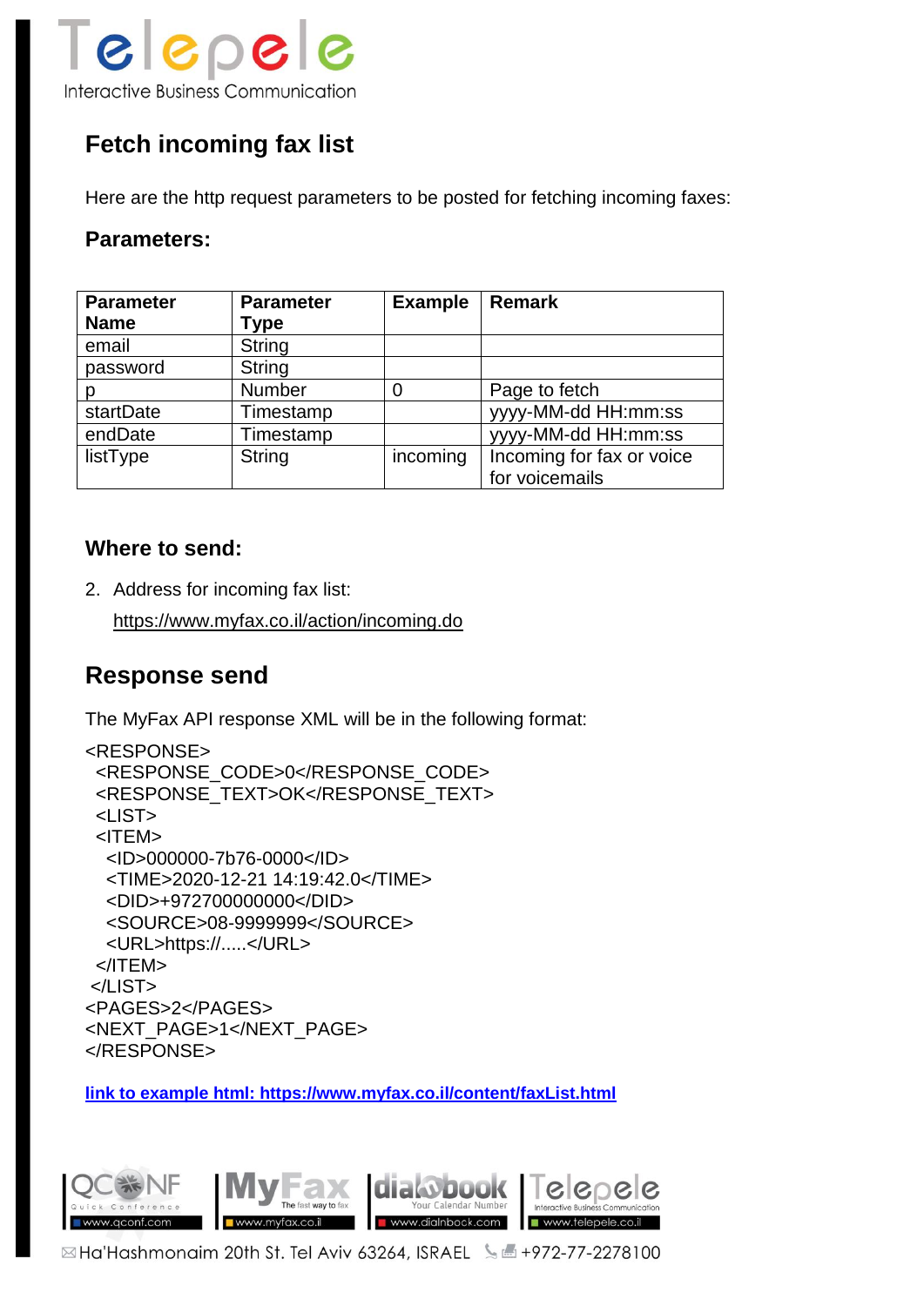## Fetch incoming fax list

Here are the http request parameters to be posted for fetching incoming faxes:

### Parameters:

| Parameter Name | Parameter Type | Example | Remark |
|---|---|---|---|
| email | String | | |
| password | String | | |
| p | Number | 0 | Page to fetch |
| startDate | Timestamp | | yyyy-MM-dd HH:mm:ss |
| endDate | Timestamp | | yyyy-MM-dd HH:mm:ss |
| listType | String | incoming | Incoming for fax or voice for voicemails |

### Where to send:

2. Address for incoming fax list:

   https://www.myfax.co.il/action/incoming.do

## Response send

The MyFax API response XML will be in the following format:

```
<RESPONSE>
  <RESPONSE_CODE>0</RESPONSE_CODE>
  <RESPONSE_TEXT>OK</RESPONSE_TEXT>
  <LIST>
  <ITEM>
    <ID>000000-7b76-0000</ID>
    <TIME>2020-12-21 14:19:42.0</TIME>
    <DID>+972700000000</DID>
    <SOURCE>08-9999999</SOURCE>
    <URL>https://.....</URL>
  </ITEM>
 </LIST>
<PAGES>2</PAGES>
<NEXT_PAGE>1</NEXT_PAGE>
</RESPONSE>
```

**link to example html: https://www.myfax.co.il/content/faxList.html**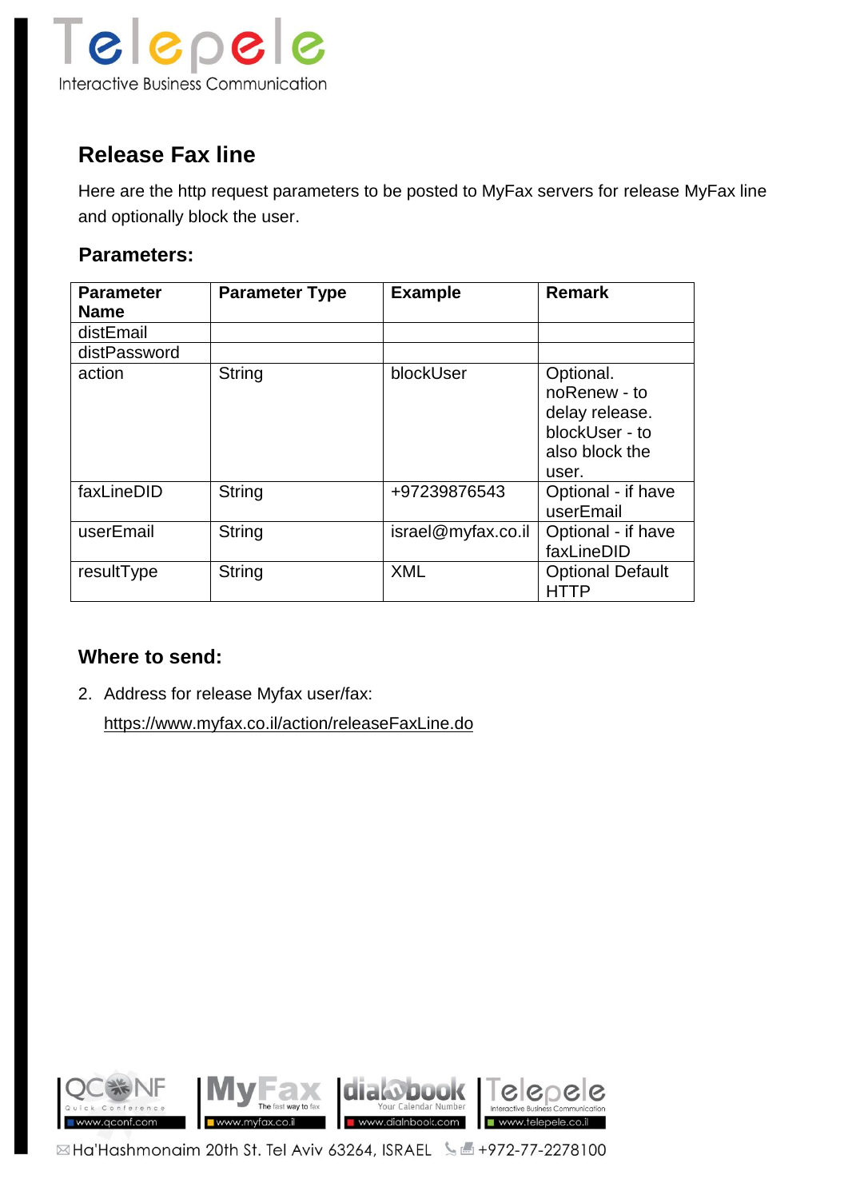## Release Fax line

Here are the http request parameters to be posted to MyFax servers for release MyFax line and optionally block the user.

### Parameters:

| Parameter Name | Parameter Type | Example | Remark |
|---|---|---|---|
| distEmail | | | |
| distPassword | | | |
| action | String | blockUser | Optional. noRenew - to delay release. blockUser - to also block the user. |
| faxLineDID | String | +97239876543 | Optional - if have userEmail |
| userEmail | String | israel@myfax.co.il | Optional - if have faxLineDID |
| resultType | String | XML | Optional Default HTTP |

### Where to send:

2. Address for release Myfax user/fax:
   https://www.myfax.co.il/action/releaseFaxLine.do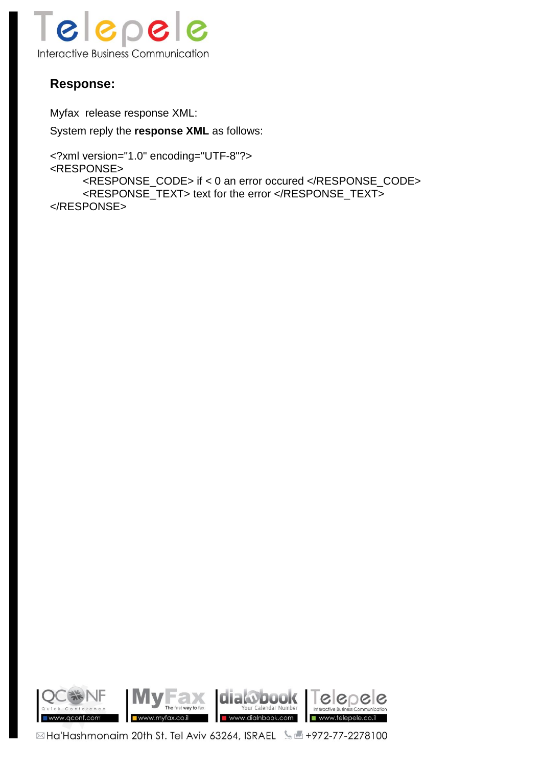### Response:

Myfax  release response XML:

System reply the **response XML** as follows:

```
<?xml version="1.0" encoding="UTF-8"?>
<RESPONSE>
        <RESPONSE_CODE> if < 0 an error occured </RESPONSE_CODE>
        <RESPONSE_TEXT> text for the error </RESPONSE_TEXT>
</RESPONSE>
```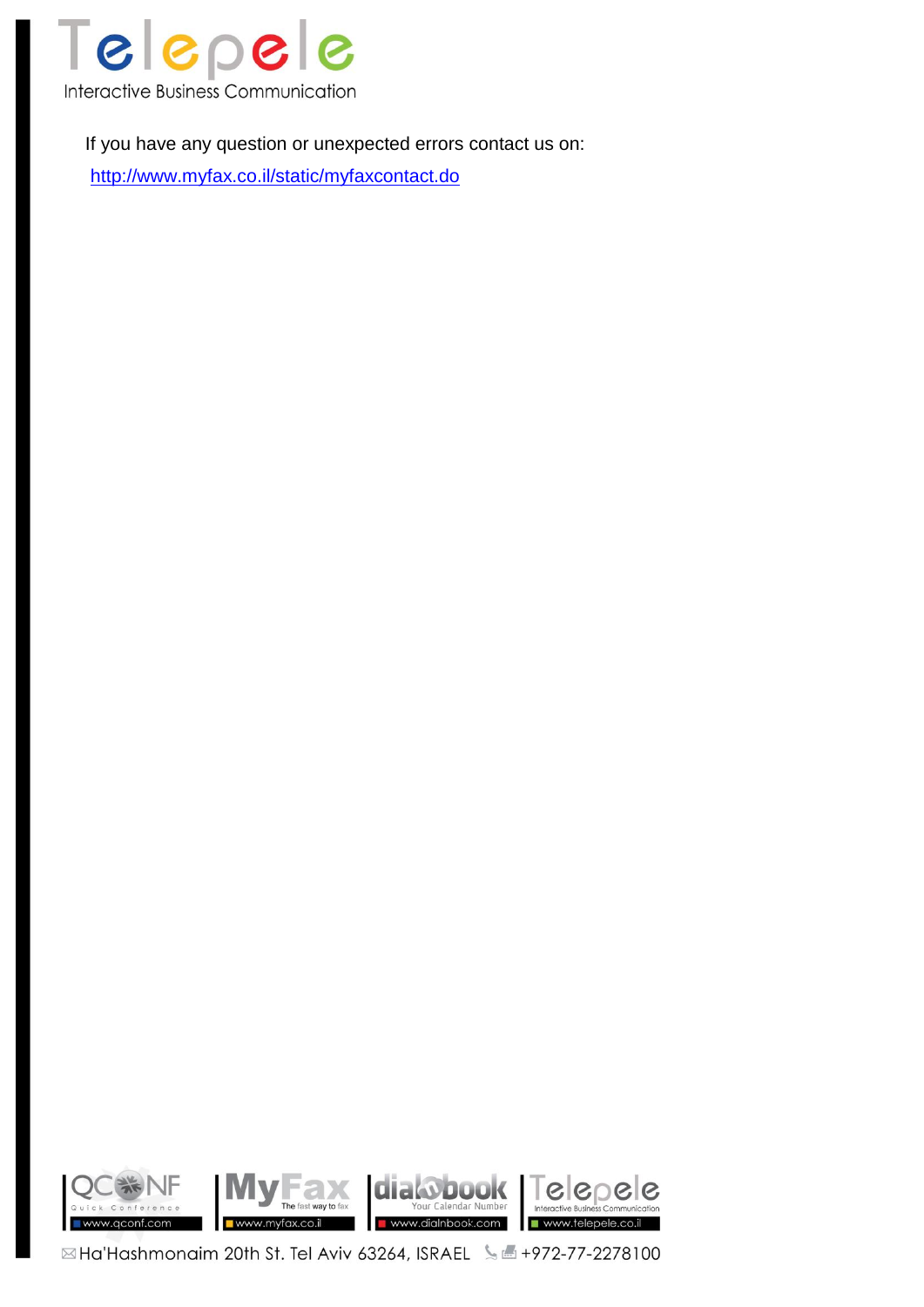If you have any question or unexpected errors contact us on:

http://www.myfax.co.il/static/myfaxcontact.do